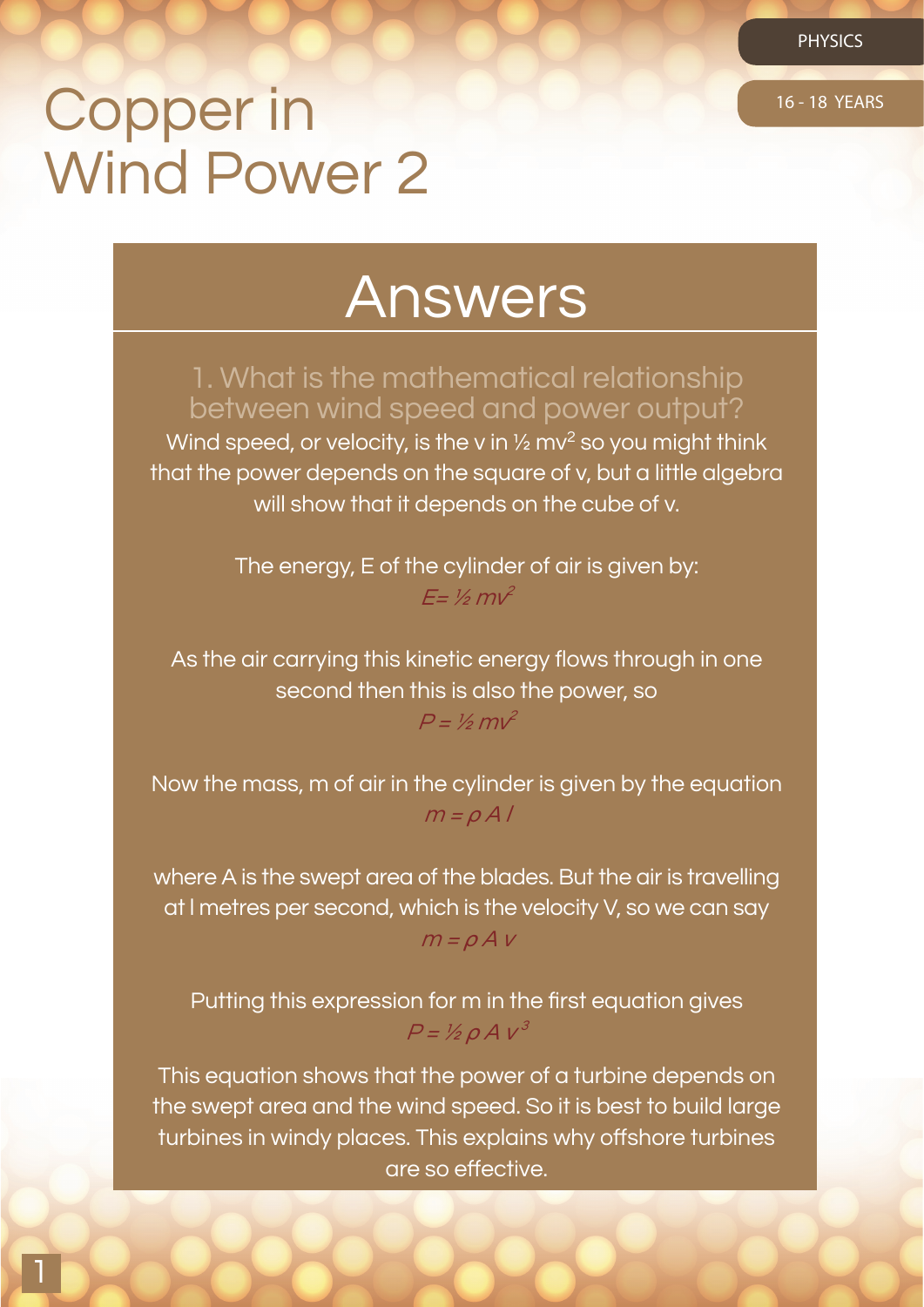# Copper in Wind Power 2

PHYSICS

16 - 18 YEARS

## Answers

### 1. What is the mathematical relationship between wind speed and power output?

Wind speed, or velocity, is the v in ½ $mv^2$ so you might think that the power depends on the square of v, but a little algebra will show that it depends on the cube of v.

The energy, E of the cylinder of air is given by:

$$E = \frac{1}{2} mv^2$$

As the air carrying this kinetic energy flows through in one second then this is also the power, so

$$P = \frac{1}{2} mv^2$$

Now the mass, m of air in the cylinder is given by the equation

$$m = \rho A l$$

where A is the swept area of the blades. But the air is travelling at l metres per second, which is the velocity V, so we can say

$$m = \rho A v$$

Putting this expression for m in the first equation gives

$$P = \frac{1}{2} \rho A v^3$$

This equation shows that the power of a turbine depends on the swept area and the wind speed. So it is best to build large turbines in windy places. This explains why offshore turbines are so effective.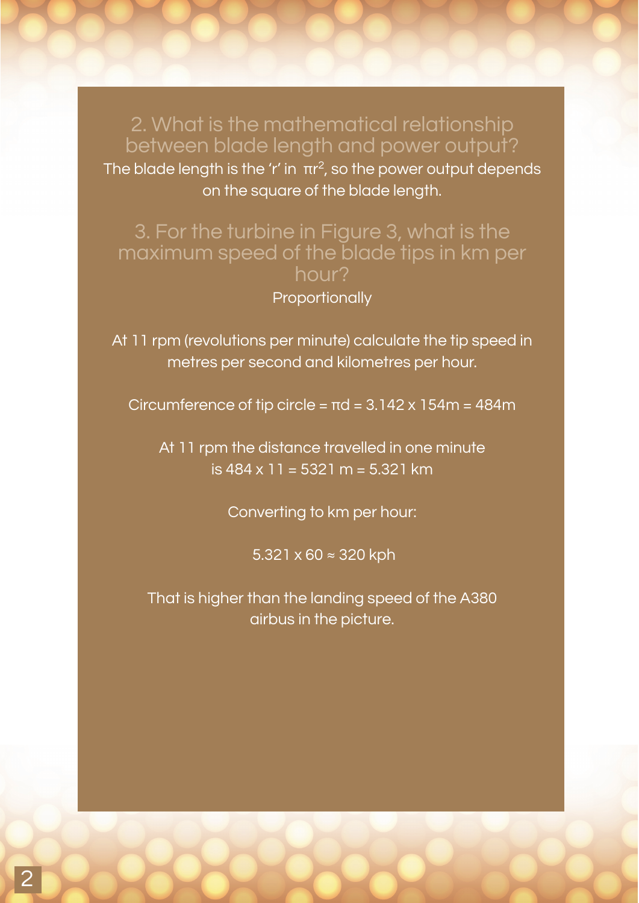## 2. What is the mathematical relationship between blade length and power output?

The blade length is the 'r' in $\pi r^2$, so the power output depends on the square of the blade length.

## 3. For the turbine in Figure 3, what is the maximum speed of the blade tips in km per hour?

Proportionally

At 11 rpm (revolutions per minute) calculate the tip speed in metres per second and kilometres per hour.

Circumference of tip circle = $\pi d$ = 3.142 x 154m = 484m

At 11 rpm the distance travelled in one minute is 484 x 11 = 5321 m = 5.321 km

Converting to km per hour:

5.321 x 60 ≈ 320 kph

That is higher than the landing speed of the A380 airbus in the picture.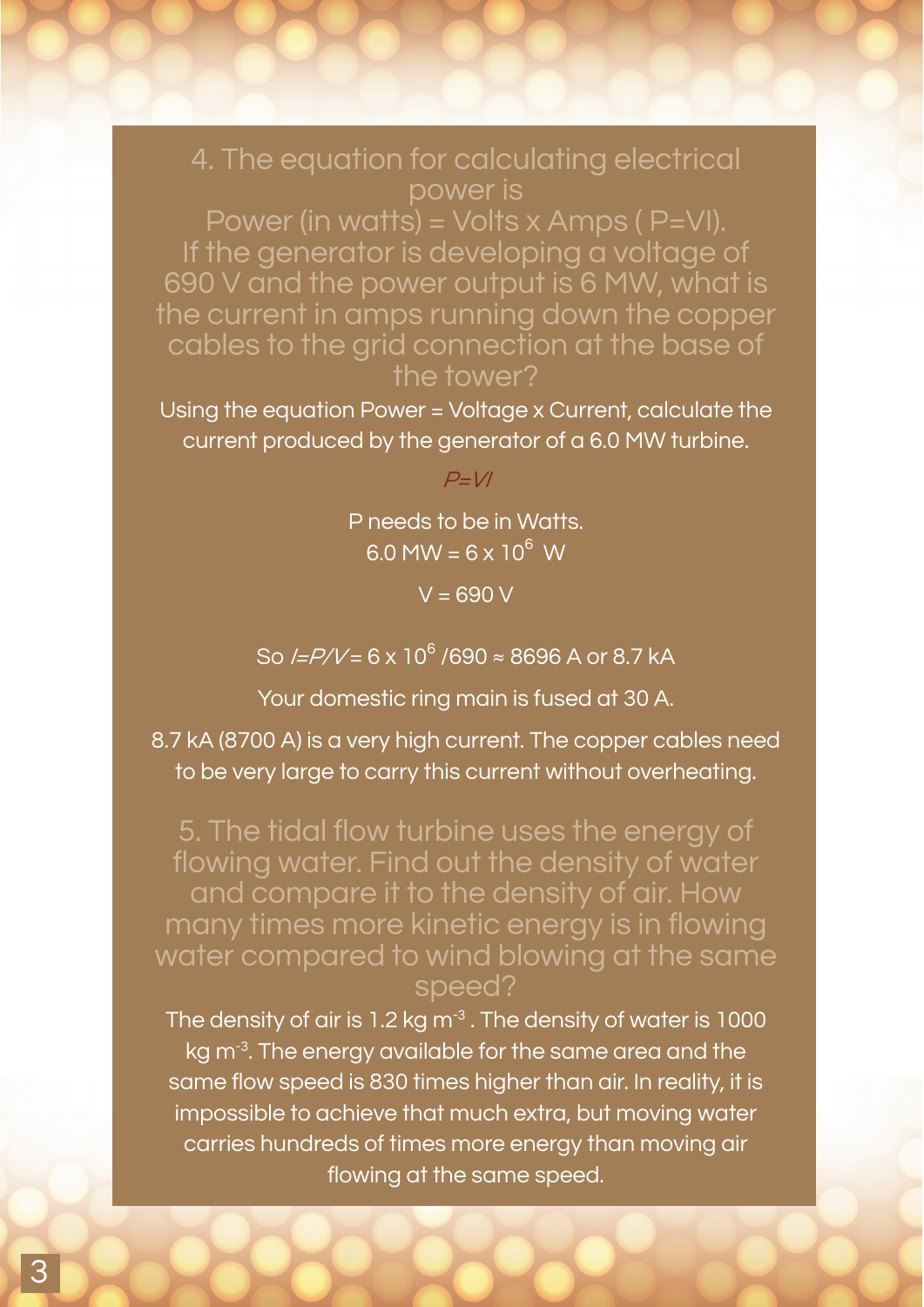### 4. The equation for calculating electrical power is Power (in watts) = Volts x Amps ( $P=VI$). If the generator is developing a voltage of 690 V and the power output is 6 MW, what is the current in amps running down the copper cables to the grid connection at the base of the tower?

Using the equation Power = Voltage x Current, calculate the current produced by the generator of a 6.0 MW turbine.

$P=VI$

P needs to be in Watts.
6.0 MW = $6 \times 10^6$ W

V = 690 V

So $I=P/V = 6 \times 10^6 / 690 \approx 8696$ A or 8.7 kA

Your domestic ring main is fused at 30 A.

8.7 kA (8700 A) is a very high current. The copper cables need to be very large to carry this current without overheating.

### 5. The tidal flow turbine uses the energy of flowing water. Find out the density of water and compare it to the density of air. How many times more kinetic energy is in flowing water compared to wind blowing at the same speed?

The density of air is 1.2 kg $m^{-3}$ . The density of water is 1000 kg $m^{-3}$. The energy available for the same area and the same flow speed is 830 times higher than air. In reality, it is impossible to achieve that much extra, but moving water carries hundreds of times more energy than moving air flowing at the same speed.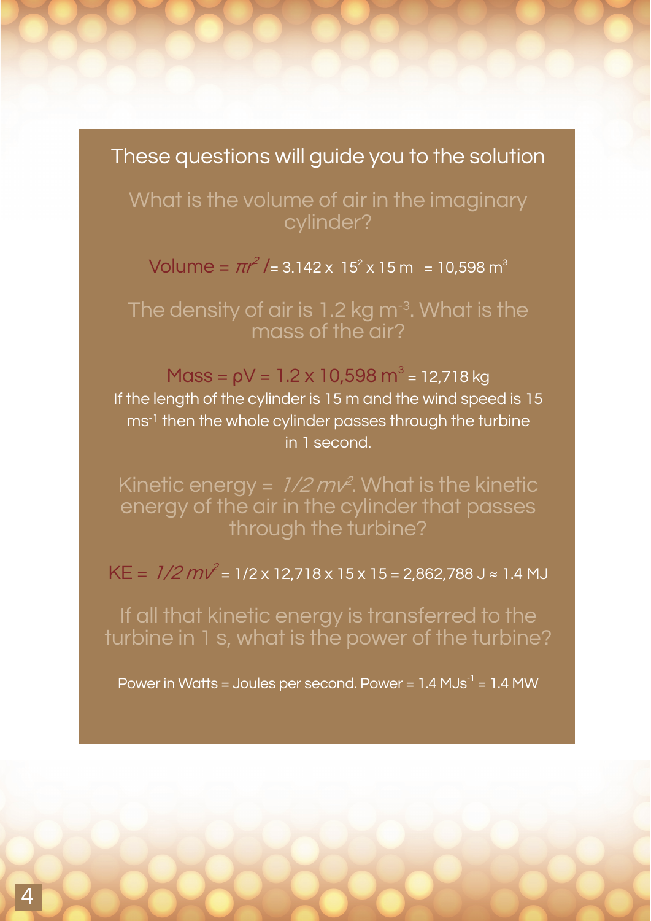## These questions will guide you to the solution

What is the volume of air in the imaginary cylinder?

Volume = $\pi r^2 l$ = 3.142 x $15^2$ x 15 m = 10,598 $m^3$

The density of air is 1.2 kg $m^{-3}$. What is the mass of the air?

Mass = $\rho V$ = 1.2 x 10,598 $m^3$ = 12,718 kg

If the length of the cylinder is 15 m and the wind speed is 15 $ms^{-1}$ then the whole cylinder passes through the turbine in 1 second.

Kinetic energy = $1/2\, mv^2$. What is the kinetic energy of the air in the cylinder that passes through the turbine?

KE = $1/2\, mv^2$ = 1/2 x 12,718 x 15 x 15 = 2,862,788 J ≈ 1.4 MJ

If all that kinetic energy is transferred to the turbine in 1 s, what is the power of the turbine?

Power in Watts = Joules per second. Power = 1.4 $MJs^{-1}$ = 1.4 MW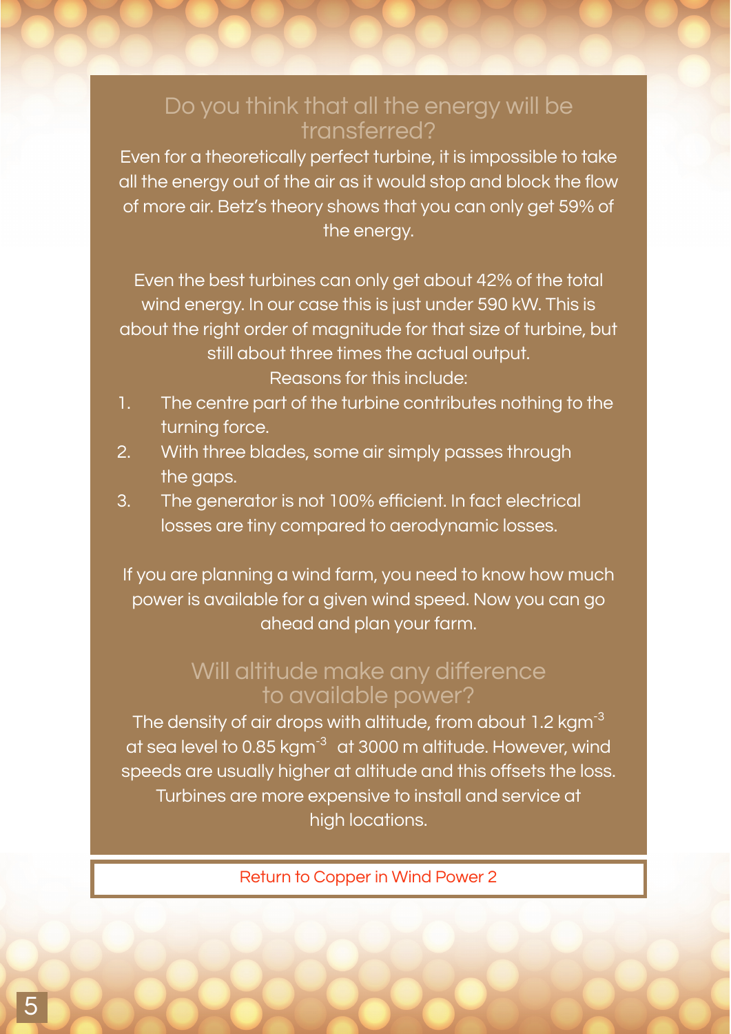## Do you think that all the energy will be transferred?

Even for a theoretically perfect turbine, it is impossible to take all the energy out of the air as it would stop and block the flow of more air. Betz's theory shows that you can only get 59% of the energy.

Even the best turbines can only get about 42% of the total wind energy. In our case this is just under 590 kW. This is about the right order of magnitude for that size of turbine, but still about three times the actual output.

Reasons for this include:

1. The centre part of the turbine contributes nothing to the turning force.
2. With three blades, some air simply passes through the gaps.
3. The generator is not 100% efficient. In fact electrical losses are tiny compared to aerodynamic losses.

If you are planning a wind farm, you need to know how much power is available for a given wind speed. Now you can go ahead and plan your farm.

## Will altitude make any difference to available power?

The density of air drops with altitude, from about 1.2 $kgm^{-3}$ at sea level to 0.85 $kgm^{-3}$ at 3000 m altitude. However, wind speeds are usually higher at altitude and this offsets the loss. Turbines are more expensive to install and service at high locations.

Return to Copper in Wind Power 2